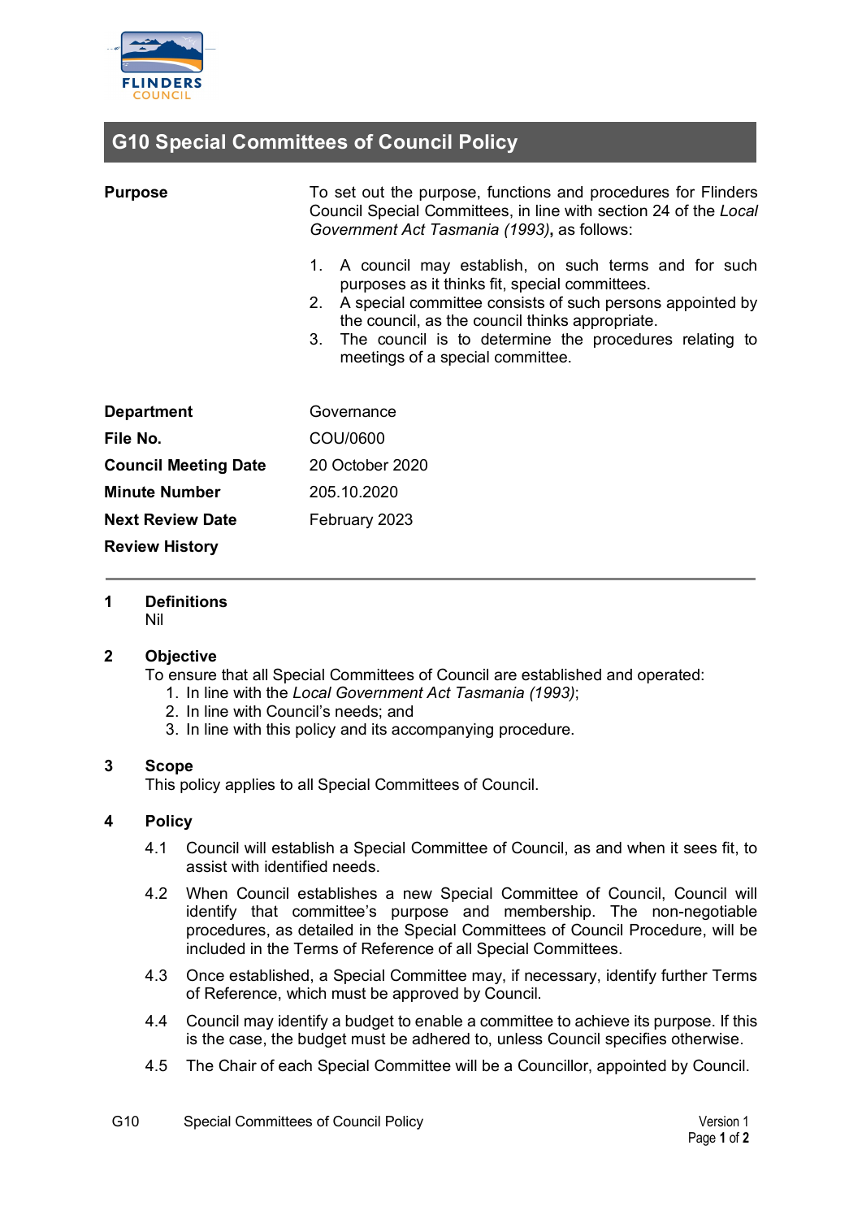# G10 Special Committees of Council Policy

| | |
|---|---|
| **Purpose** | To set out the purpose, functions and procedures for Flinders Council Special Committees, in line with section 24 of the *Local Government Act Tasmania (1993)*, as follows:<br><br>1. A council may establish, on such terms and for such purposes as it thinks fit, special committees.<br>2. A special committee consists of such persons appointed by the council, as the council thinks appropriate.<br>3. The council is to determine the procedures relating to meetings of a special committee. |
| **Department** | Governance |
| **File No.** | COU/0600 |
| **Council Meeting Date** | 20 October 2020 |
| **Minute Number** | 205.10.2020 |
| **Next Review Date** | February 2023 |
| **Review History** | |

## 1 Definitions

Nil

## 2 Objective

To ensure that all Special Committees of Council are established and operated:

1. In line with the *Local Government Act Tasmania (1993)*;
2. In line with Council's needs; and
3. In line with this policy and its accompanying procedure.

## 3 Scope

This policy applies to all Special Committees of Council.

## 4 Policy

4.1 Council will establish a Special Committee of Council, as and when it sees fit, to assist with identified needs.

4.2 When Council establishes a new Special Committee of Council, Council will identify that committee's purpose and membership. The non-negotiable procedures, as detailed in the Special Committees of Council Procedure, will be included in the Terms of Reference of all Special Committees.

4.3 Once established, a Special Committee may, if necessary, identify further Terms of Reference, which must be approved by Council.

4.4 Council may identify a budget to enable a committee to achieve its purpose. If this is the case, the budget must be adhered to, unless Council specifies otherwise.

4.5 The Chair of each Special Committee will be a Councillor, appointed by Council.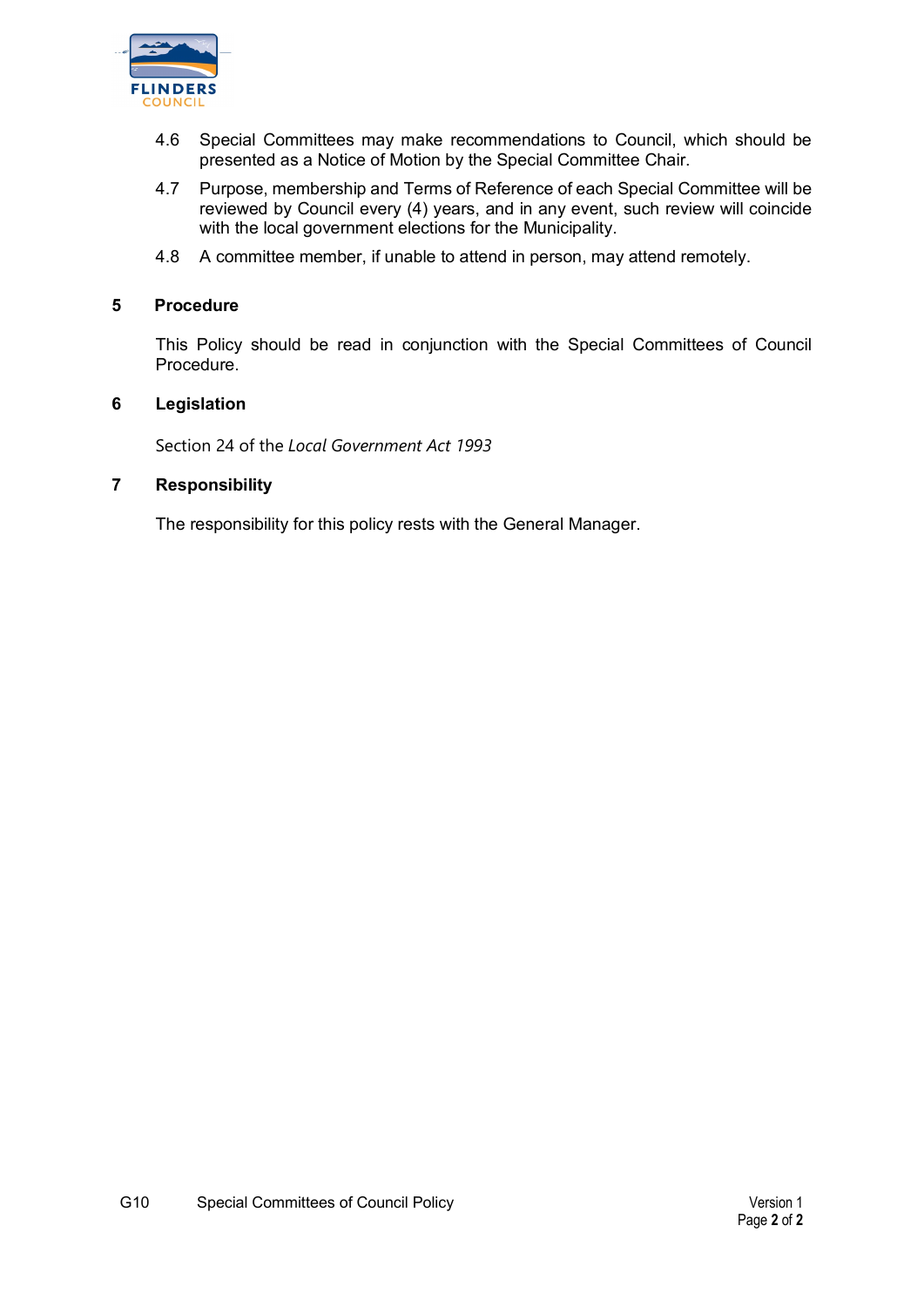4.6 Special Committees may make recommendations to Council, which should be presented as a Notice of Motion by the Special Committee Chair.

4.7 Purpose, membership and Terms of Reference of each Special Committee will be reviewed by Council every (4) years, and in any event, such review will coincide with the local government elections for the Municipality.

4.8 A committee member, if unable to attend in person, may attend remotely.

## 5 Procedure

This Policy should be read in conjunction with the Special Committees of Council Procedure.

## 6 Legislation

Section 24 of the *Local Government Act 1993*

## 7 Responsibility

The responsibility for this policy rests with the General Manager.